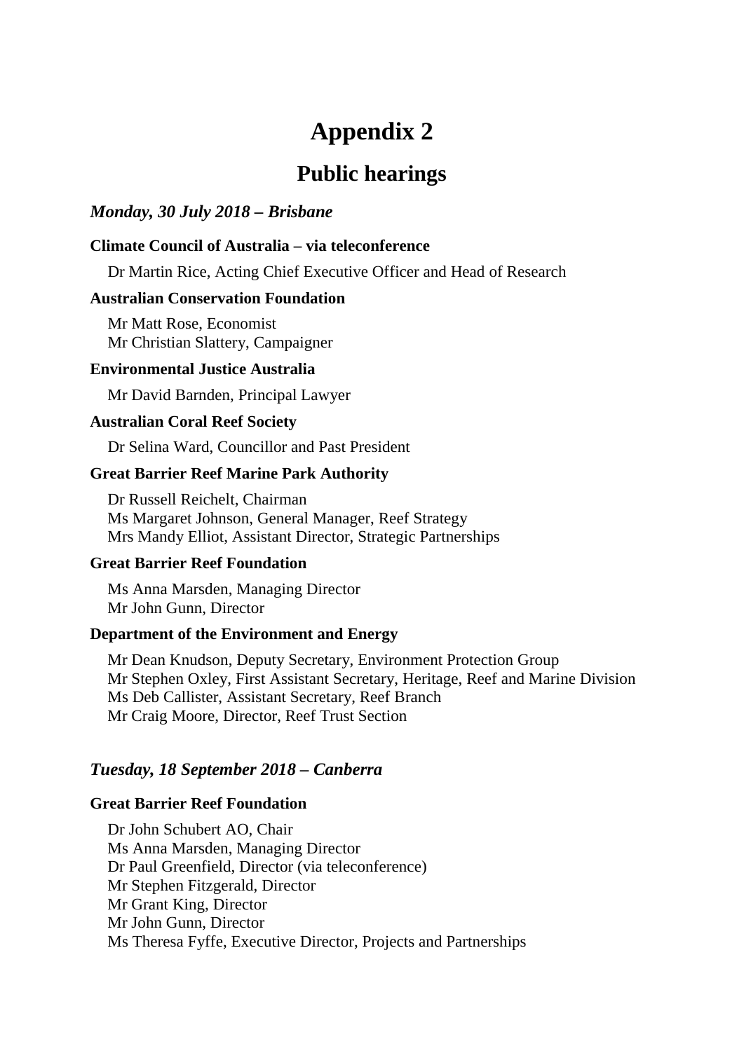# Appendix 2

## Public hearings

### *Monday, 30 July 2018 – Brisbane*

**Climate Council of Australia – via teleconference**

Dr Martin Rice, Acting Chief Executive Officer and Head of Research

**Australian Conservation Foundation**

Mr Matt Rose, Economist
Mr Christian Slattery, Campaigner

**Environmental Justice Australia**

Mr David Barnden, Principal Lawyer

**Australian Coral Reef Society**

Dr Selina Ward, Councillor and Past President

**Great Barrier Reef Marine Park Authority**

Dr Russell Reichelt, Chairman
Ms Margaret Johnson, General Manager, Reef Strategy
Mrs Mandy Elliot, Assistant Director, Strategic Partnerships

**Great Barrier Reef Foundation**

Ms Anna Marsden, Managing Director
Mr John Gunn, Director

**Department of the Environment and Energy**

Mr Dean Knudson, Deputy Secretary, Environment Protection Group
Mr Stephen Oxley, First Assistant Secretary, Heritage, Reef and Marine Division
Ms Deb Callister, Assistant Secretary, Reef Branch
Mr Craig Moore, Director, Reef Trust Section

### *Tuesday, 18 September 2018 – Canberra*

**Great Barrier Reef Foundation**

Dr John Schubert AO, Chair
Ms Anna Marsden, Managing Director
Dr Paul Greenfield, Director (via teleconference)
Mr Stephen Fitzgerald, Director
Mr Grant King, Director
Mr John Gunn, Director
Ms Theresa Fyffe, Executive Director, Projects and Partnerships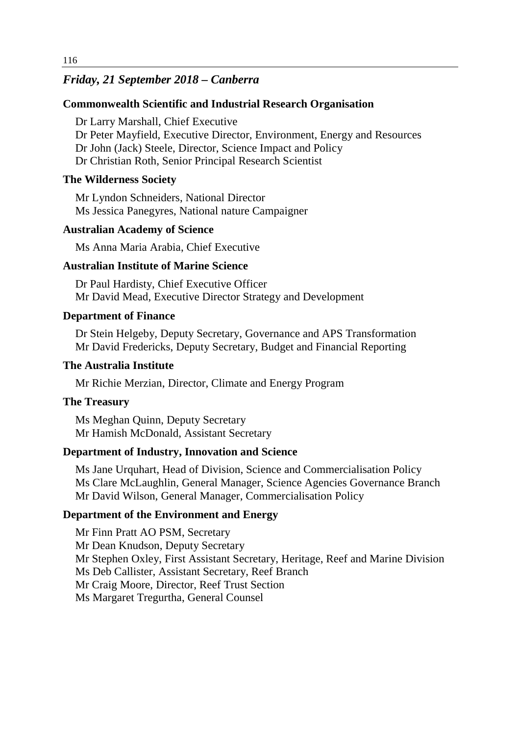## *Friday, 21 September 2018 – Canberra*

**Commonwealth Scientific and Industrial Research Organisation**

Dr Larry Marshall, Chief Executive
Dr Peter Mayfield, Executive Director, Environment, Energy and Resources
Dr John (Jack) Steele, Director, Science Impact and Policy
Dr Christian Roth, Senior Principal Research Scientist

**The Wilderness Society**

Mr Lyndon Schneiders, National Director
Ms Jessica Panegyres, National nature Campaigner

**Australian Academy of Science**

Ms Anna Maria Arabia, Chief Executive

**Australian Institute of Marine Science**

Dr Paul Hardisty, Chief Executive Officer
Mr David Mead, Executive Director Strategy and Development

**Department of Finance**

Dr Stein Helgeby, Deputy Secretary, Governance and APS Transformation
Mr David Fredericks, Deputy Secretary, Budget and Financial Reporting

**The Australia Institute**

Mr Richie Merzian, Director, Climate and Energy Program

**The Treasury**

Ms Meghan Quinn, Deputy Secretary
Mr Hamish McDonald, Assistant Secretary

**Department of Industry, Innovation and Science**

Ms Jane Urquhart, Head of Division, Science and Commercialisation Policy
Ms Clare McLaughlin, General Manager, Science Agencies Governance Branch
Mr David Wilson, General Manager, Commercialisation Policy

**Department of the Environment and Energy**

Mr Finn Pratt AO PSM, Secretary
Mr Dean Knudson, Deputy Secretary
Mr Stephen Oxley, First Assistant Secretary, Heritage, Reef and Marine Division
Ms Deb Callister, Assistant Secretary, Reef Branch
Mr Craig Moore, Director, Reef Trust Section
Ms Margaret Tregurtha, General Counsel